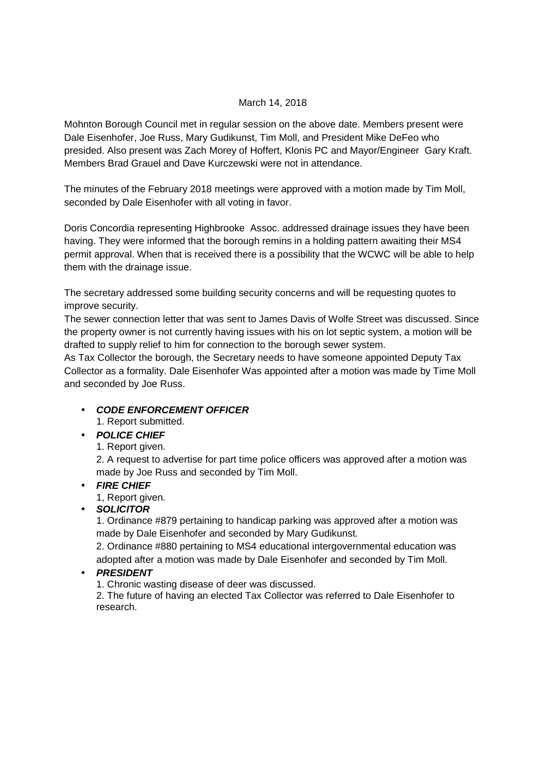March 14, 2018

Mohnton Borough Council met in regular session on the above date. Members present were Dale Eisenhofer, Joe Russ, Mary Gudikunst, Tim Moll, and President Mike DeFeo who presided. Also present was Zach Morey of Hoffert, Klonis PC and Mayor/Engineer Gary Kraft. Members Brad Grauel and Dave Kurczewski were not in attendance.

The minutes of the February 2018 meetings were approved with a motion made by Tim Moll, seconded by Dale Eisenhofer with all voting in favor.

Doris Concordia representing Highbrooke Assoc. addressed drainage issues they have been having. They were informed that the borough remins in a holding pattern awaiting their MS4 permit approval. When that is received there is a possibility that the WCWC will be able to help them with the drainage issue.

The secretary addressed some building security concerns and will be requesting quotes to improve security.

The sewer connection letter that was sent to James Davis of Wolfe Street was discussed. Since the property owner is not currently having issues with his on lot septic system, a motion will be drafted to supply relief to him for connection to the borough sewer system.

As Tax Collector the borough, the Secretary needs to have someone appointed Deputy Tax Collector as a formality. Dale Eisenhofer Was appointed after a motion was made by Time Moll and seconded by Joe Russ.

- ***CODE ENFORCEMENT OFFICER***
  1. Report submitted.
- ***POLICE CHIEF***
  1. Report given.
  2. A request to advertise for part time police officers was approved after a motion was made by Joe Russ and seconded by Tim Moll.
- ***FIRE CHIEF***
  1, Report given.
- ***SOLICITOR***
  1. Ordinance #879 pertaining to handicap parking was approved after a motion was made by Dale Eisenhofer and seconded by Mary Gudikunst.
  2. Ordinance #880 pertaining to MS4 educational intergovernmental education was adopted after a motion was made by Dale Eisenhofer and seconded by Tim Moll.
- ***PRESIDENT***
  1. Chronic wasting disease of deer was discussed.
  2. The future of having an elected Tax Collector was referred to Dale Eisenhofer to research.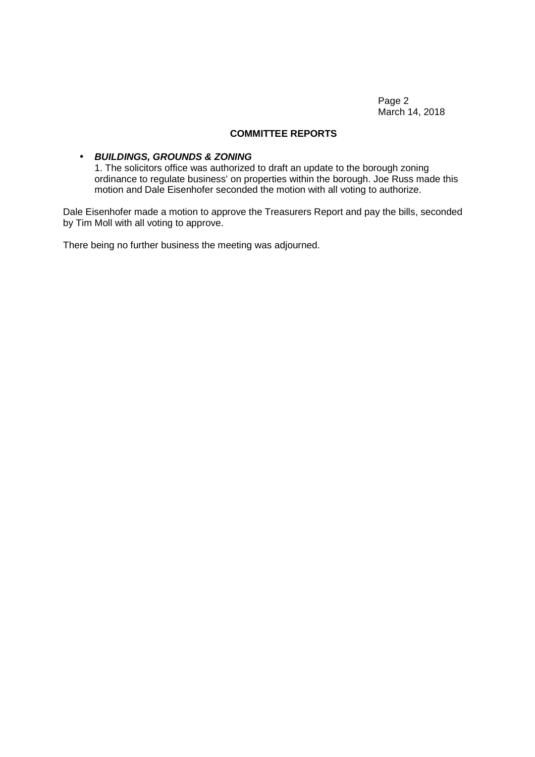## COMMITTEE REPORTS

- ***BUILDINGS, GROUNDS & ZONING***
  1. The solicitors office was authorized to draft an update to the borough zoning ordinance to regulate business' on properties within the borough. Joe Russ made this motion and Dale Eisenhofer seconded the motion with all voting to authorize.

Dale Eisenhofer made a motion to approve the Treasurers Report and pay the bills, seconded by Tim Moll with all voting to approve.

There being no further business the meeting was adjourned.